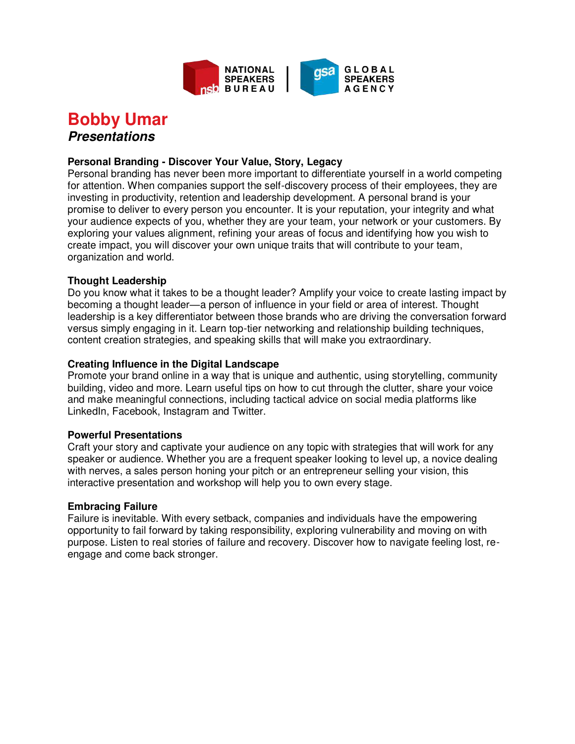# Bobby Umar

## *Presentations*

### Personal Branding - Discover Your Value, Story, Legacy

Personal branding has never been more important to differentiate yourself in a world competing for attention. When companies support the self-discovery process of their employees, they are investing in productivity, retention and leadership development. A personal brand is your promise to deliver to every person you encounter. It is your reputation, your integrity and what your audience expects of you, whether they are your team, your network or your customers. By exploring your values alignment, refining your areas of focus and identifying how you wish to create impact, you will discover your own unique traits that will contribute to your team, organization and world.

### Thought Leadership

Do you know what it takes to be a thought leader? Amplify your voice to create lasting impact by becoming a thought leader—a person of influence in your field or area of interest. Thought leadership is a key differentiator between those brands who are driving the conversation forward versus simply engaging in it. Learn top-tier networking and relationship building techniques, content creation strategies, and speaking skills that will make you extraordinary.

### Creating Influence in the Digital Landscape

Promote your brand online in a way that is unique and authentic, using storytelling, community building, video and more. Learn useful tips on how to cut through the clutter, share your voice and make meaningful connections, including tactical advice on social media platforms like LinkedIn, Facebook, Instagram and Twitter.

### Powerful Presentations

Craft your story and captivate your audience on any topic with strategies that will work for any speaker or audience. Whether you are a frequent speaker looking to level up, a novice dealing with nerves, a sales person honing your pitch or an entrepreneur selling your vision, this interactive presentation and workshop will help you to own every stage.

### Embracing Failure

Failure is inevitable. With every setback, companies and individuals have the empowering opportunity to fail forward by taking responsibility, exploring vulnerability and moving on with purpose. Listen to real stories of failure and recovery. Discover how to navigate feeling lost, re-engage and come back stronger.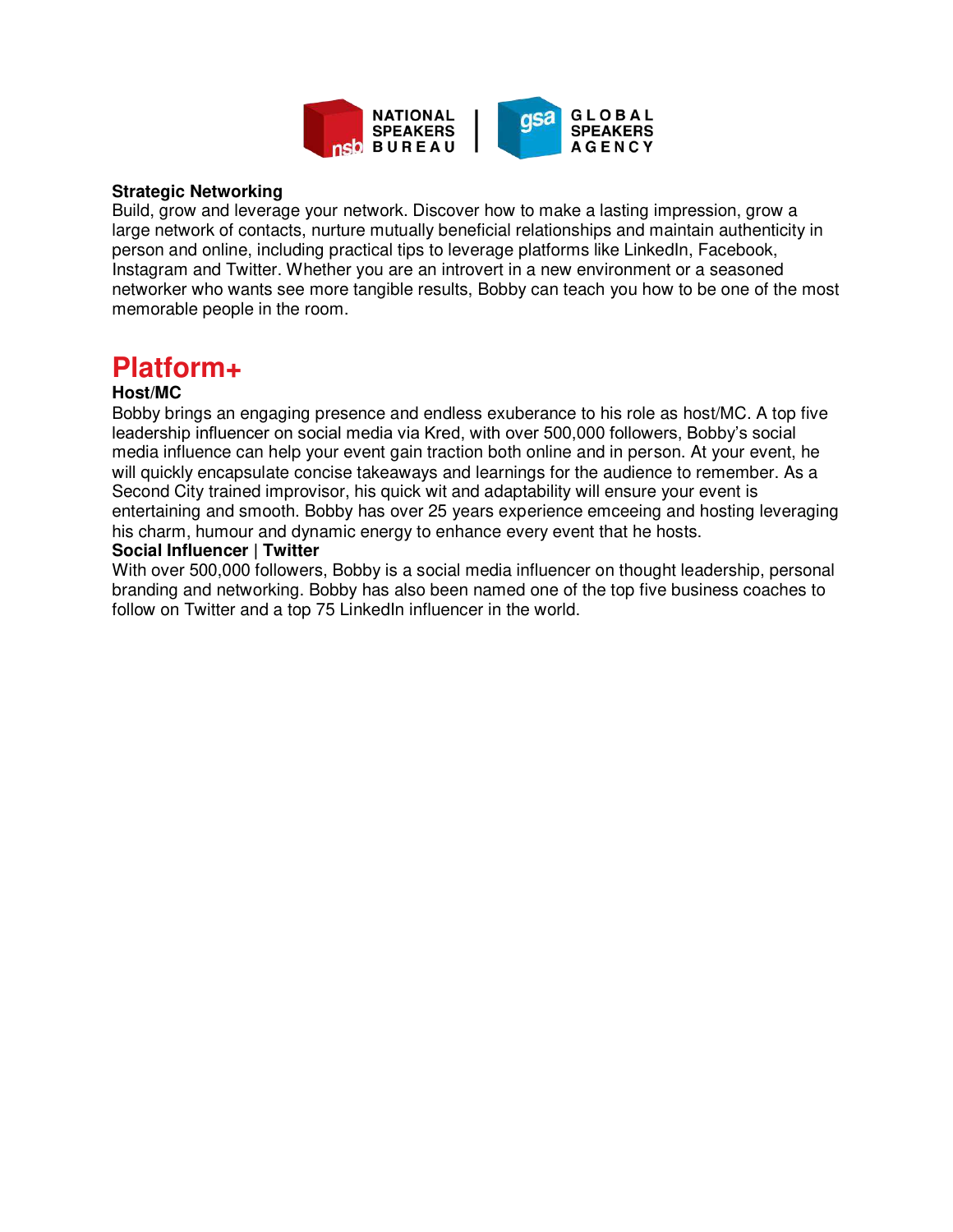**Strategic Networking**
Build, grow and leverage your network. Discover how to make a lasting impression, grow a large network of contacts, nurture mutually beneficial relationships and maintain authenticity in person and online, including practical tips to leverage platforms like LinkedIn, Facebook, Instagram and Twitter. Whether you are an introvert in a new environment or a seasoned networker who wants see more tangible results, Bobby can teach you how to be one of the most memorable people in the room.

# Platform+

**Host/MC**
Bobby brings an engaging presence and endless exuberance to his role as host/MC. A top five leadership influencer on social media via Kred, with over 500,000 followers, Bobby's social media influence can help your event gain traction both online and in person. At your event, he will quickly encapsulate concise takeaways and learnings for the audience to remember. As a Second City trained improvisor, his quick wit and adaptability will ensure your event is entertaining and smooth. Bobby has over 25 years experience emceeing and hosting leveraging his charm, humour and dynamic energy to enhance every event that he hosts.

**Social Influencer | Twitter**
With over 500,000 followers, Bobby is a social media influencer on thought leadership, personal branding and networking. Bobby has also been named one of the top five business coaches to follow on Twitter and a top 75 LinkedIn influencer in the world.